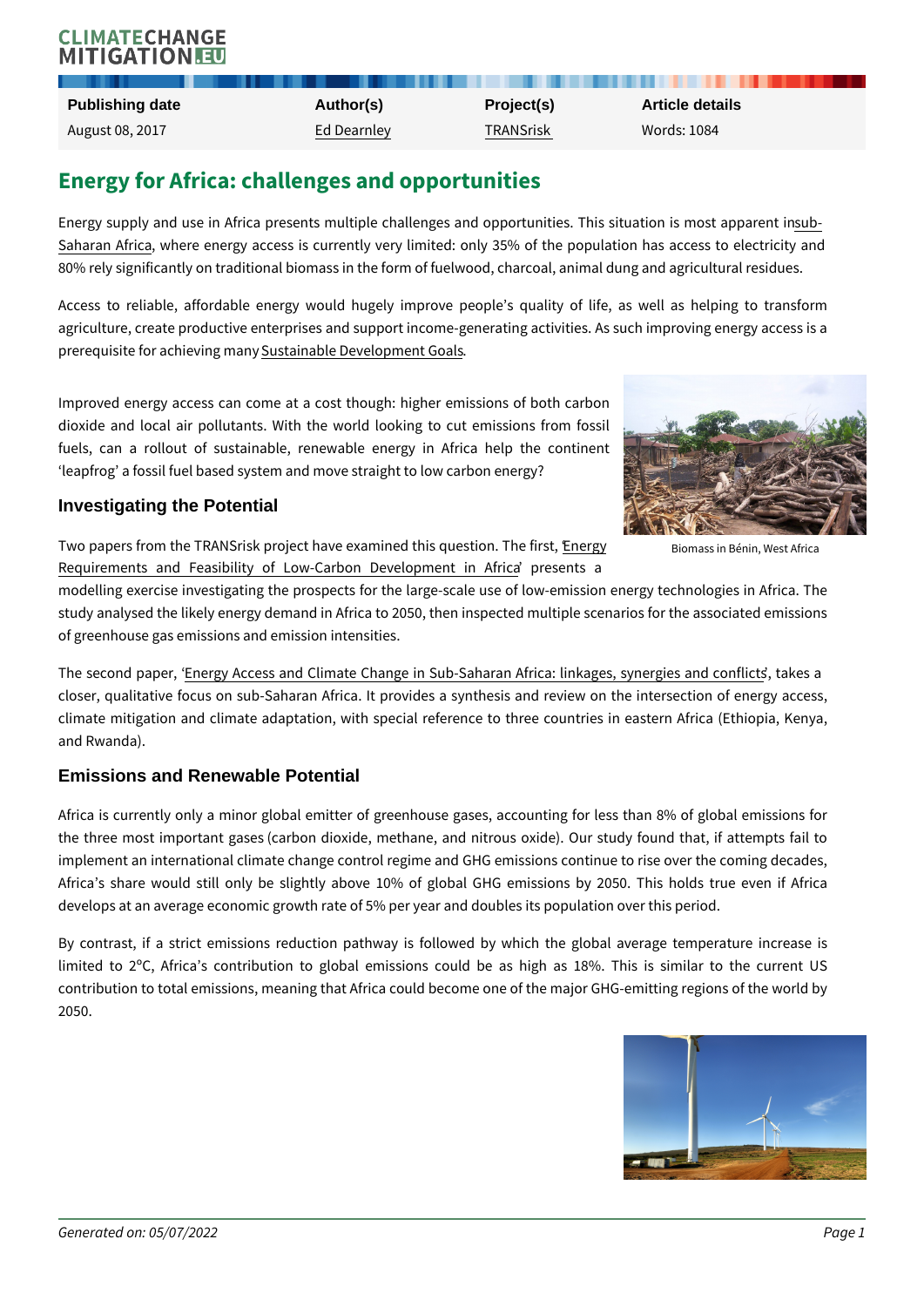| Publishing date | Author(s) | Project(s) | Article details |
| --- | --- | --- | --- |
| August 08, 2017 | Ed Dearnley | TRANSrisk | Words: 1084 |

# Energy for Africa: challenges and opportunities

Energy supply and use in Africa presents multiple challenges and opportunities. This situation is most apparent in sub-Saharan Africa, where energy access is currently very limited: only 35% of the population has access to electricity and 80% rely significantly on traditional biomass in the form of fuelwood, charcoal, animal dung and agricultural residues.

Access to reliable, affordable energy would hugely improve people's quality of life, as well as helping to transform agriculture, create productive enterprises and support income-generating activities. As such improving energy access is a prerequisite for achieving many Sustainable Development Goals.

Improved energy access can come at a cost though: higher emissions of both carbon dioxide and local air pollutants. With the world looking to cut emissions from fossil fuels, can a rollout of sustainable, renewable energy in Africa help the continent 'leapfrog' a fossil fuel based system and move straight to low carbon energy?

Biomass in Bénin, West Africa

## Investigating the Potential

Two papers from the TRANSrisk project have examined this question. The first, 'Energy Requirements and Feasibility of Low-Carbon Development in Africa' presents a modelling exercise investigating the prospects for the large-scale use of low-emission energy technologies in Africa. The study analysed the likely energy demand in Africa to 2050, then inspected multiple scenarios for the associated emissions of greenhouse gas emissions and emission intensities.

The second paper, 'Energy Access and Climate Change in Sub-Saharan Africa: linkages, synergies and conflicts', takes a closer, qualitative focus on sub-Saharan Africa. It provides a synthesis and review on the intersection of energy access, climate mitigation and climate adaptation, with special reference to three countries in eastern Africa (Ethiopia, Kenya, and Rwanda).

## Emissions and Renewable Potential

Africa is currently only a minor global emitter of greenhouse gases, accounting for less than 8% of global emissions for the three most important gases (carbon dioxide, methane, and nitrous oxide). Our study found that, if attempts fail to implement an international climate change control regime and GHG emissions continue to rise over the coming decades, Africa's share would still only be slightly above 10% of global GHG emissions by 2050. This holds true even if Africa develops at an average economic growth rate of 5% per year and doubles its population over this period.

By contrast, if a strict emissions reduction pathway is followed by which the global average temperature increase is limited to 2°C, Africa's contribution to global emissions could be as high as 18%. This is similar to the current US contribution to total emissions, meaning that Africa could become one of the major GHG-emitting regions of the world by 2050.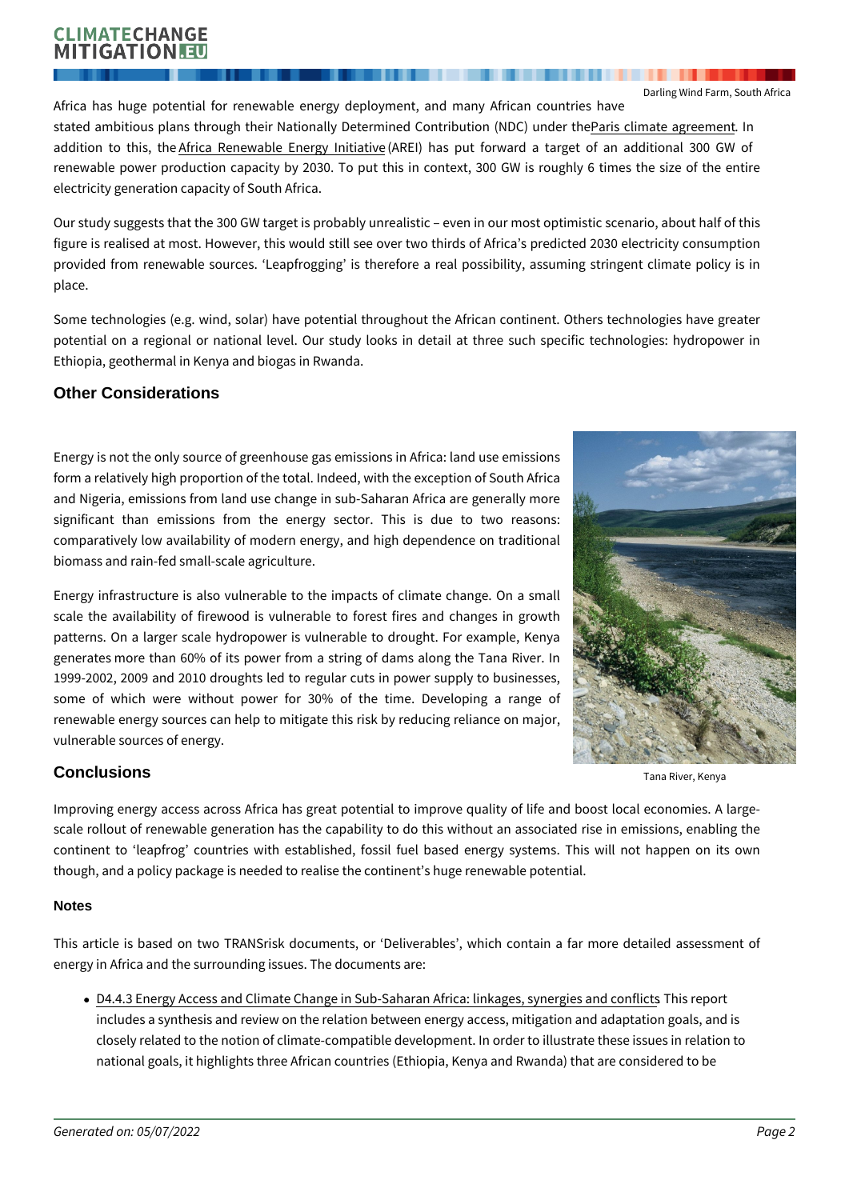Darling Wind Farm, South Africa

Africa has huge potential for renewable energy deployment, and many African countries have stated ambitious plans through their Nationally Determined Contribution (NDC) under the Paris climate agreement. In addition to this, the Africa Renewable Energy Initiative (AREI) has put forward a target of an additional 300 GW of renewable power production capacity by 2030. To put this in context, 300 GW is roughly 6 times the size of the entire electricity generation capacity of South Africa.

Our study suggests that the 300 GW target is probably unrealistic – even in our most optimistic scenario, about half of this figure is realised at most. However, this would still see over two thirds of Africa's predicted 2030 electricity consumption provided from renewable sources. 'Leapfrogging' is therefore a real possibility, assuming stringent climate policy is in place.

Some technologies (e.g. wind, solar) have potential throughout the African continent. Others technologies have greater potential on a regional or national level. Our study looks in detail at three such specific technologies: hydropower in Ethiopia, geothermal in Kenya and biogas in Rwanda.

## Other Considerations

Energy is not the only source of greenhouse gas emissions in Africa: land use emissions form a relatively high proportion of the total. Indeed, with the exception of South Africa and Nigeria, emissions from land use change in sub-Saharan Africa are generally more significant than emissions from the energy sector. This is due to two reasons: comparatively low availability of modern energy, and high dependence on traditional biomass and rain-fed small-scale agriculture.

Energy infrastructure is also vulnerable to the impacts of climate change. On a small scale the availability of firewood is vulnerable to forest fires and changes in growth patterns. On a larger scale hydropower is vulnerable to drought. For example, Kenya generates more than 60% of its power from a string of dams along the Tana River. In 1999-2002, 2009 and 2010 droughts led to regular cuts in power supply to businesses, some of which were without power for 30% of the time. Developing a range of renewable energy sources can help to mitigate this risk by reducing reliance on major, vulnerable sources of energy.

Tana River, Kenya

## Conclusions

Improving energy access across Africa has great potential to improve quality of life and boost local economies. A large-scale rollout of renewable generation has the capability to do this without an associated rise in emissions, enabling the continent to 'leapfrog' countries with established, fossil fuel based energy systems. This will not happen on its own though, and a policy package is needed to realise the continent's huge renewable potential.

### Notes

This article is based on two TRANSrisk documents, or 'Deliverables', which contain a far more detailed assessment of energy in Africa and the surrounding issues. The documents are:

- D4.4.3 Energy Access and Climate Change in Sub-Saharan Africa: linkages, synergies and conflicts This report includes a synthesis and review on the relation between energy access, mitigation and adaptation goals, and is closely related to the notion of climate-compatible development. In order to illustrate these issues in relation to national goals, it highlights three African countries (Ethiopia, Kenya and Rwanda) that are considered to be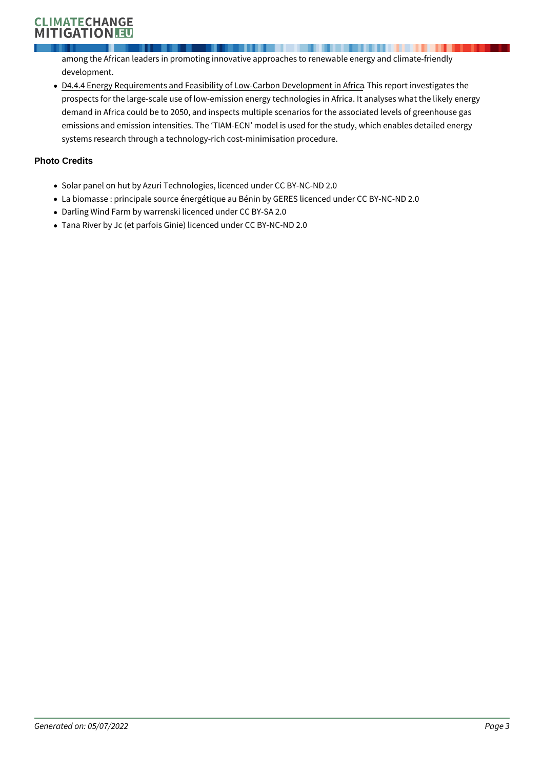among the African leaders in promoting innovative approaches to renewable energy and climate-friendly development.

- D4.4.4 Energy Requirements and Feasibility of Low-Carbon Development in Africa This report investigates the prospects for the large-scale use of low-emission energy technologies in Africa. It analyses what the likely energy demand in Africa could be to 2050, and inspects multiple scenarios for the associated levels of greenhouse gas emissions and emission intensities. The 'TIAM-ECN' model is used for the study, which enables detailed energy systems research through a technology-rich cost-minimisation procedure.

### Photo Credits

- Solar panel on hut by Azuri Technologies, licenced under CC BY-NC-ND 2.0
- La biomasse : principale source énergétique au Bénin by GERES licenced under CC BY-NC-ND 2.0
- Darling Wind Farm by warrenski licenced under CC BY-SA 2.0
- Tana River by Jc (et parfois Ginie) licenced under CC BY-NC-ND 2.0